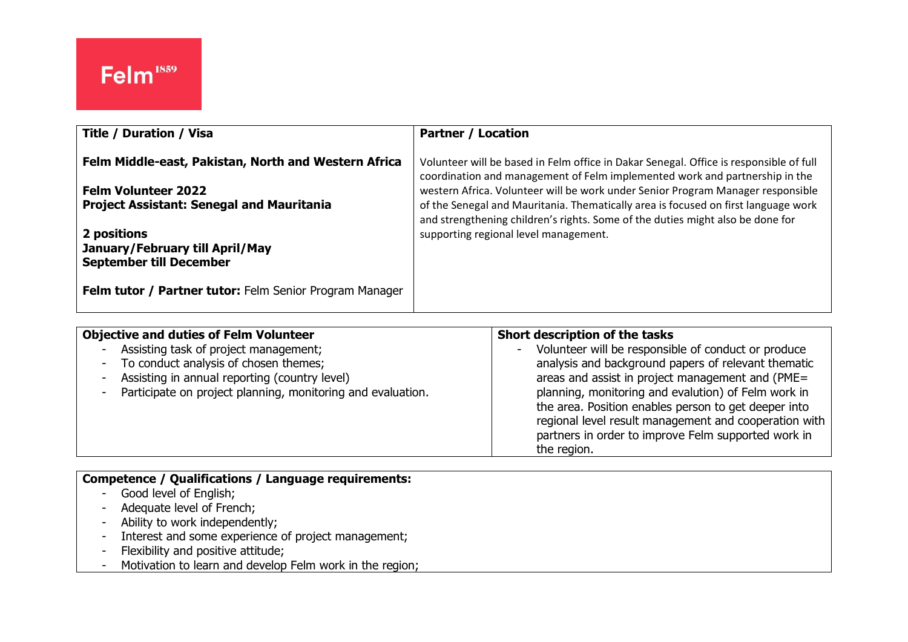Felm[1859]

| Title / Duration / Visa | Partner / Location |
|---|---|
| **Felm Middle-east, Pakistan, North and Western Africa**<br><br>**Felm Volunteer 2022**<br>**Project Assistant: Senegal and Mauritania**<br><br>**2 positions**<br>**January/February till April/May**<br>**September till December**<br><br>**Felm tutor / Partner tutor:** Felm Senior Program Manager | Volunteer will be based in Felm office in Dakar Senegal. Office is responsible of full coordination and management of Felm implemented work and partnership in the western Africa. Volunteer will be work under Senior Program Manager responsible of the Senegal and Mauritania. Thematically area is focused on first language work and strengthening children's rights. Some of the duties might also be done for supporting regional level management. |

| Objective and duties of Felm Volunteer | Short description of the tasks |
|---|---|
| - Assisting task of project management;<br>- To conduct analysis of chosen themes;<br>- Assisting in annual reporting (country level)<br>- Participate on project planning, monitoring and evaluation. | - Volunteer will be responsible of conduct or produce analysis and background papers of relevant thematic areas and assist in project management and (PME= planning, monitoring and evalution) of Felm work in the area. Position enables person to get deeper into regional level result management and cooperation with partners in order to improve Felm supported work in the region. |

**Competence / Qualifications / Language requirements:**

- Good level of English;
- Adequate level of French;
- Ability to work independently;
- Interest and some experience of project management;
- Flexibility and positive attitude;
- Motivation to learn and develop Felm work in the region;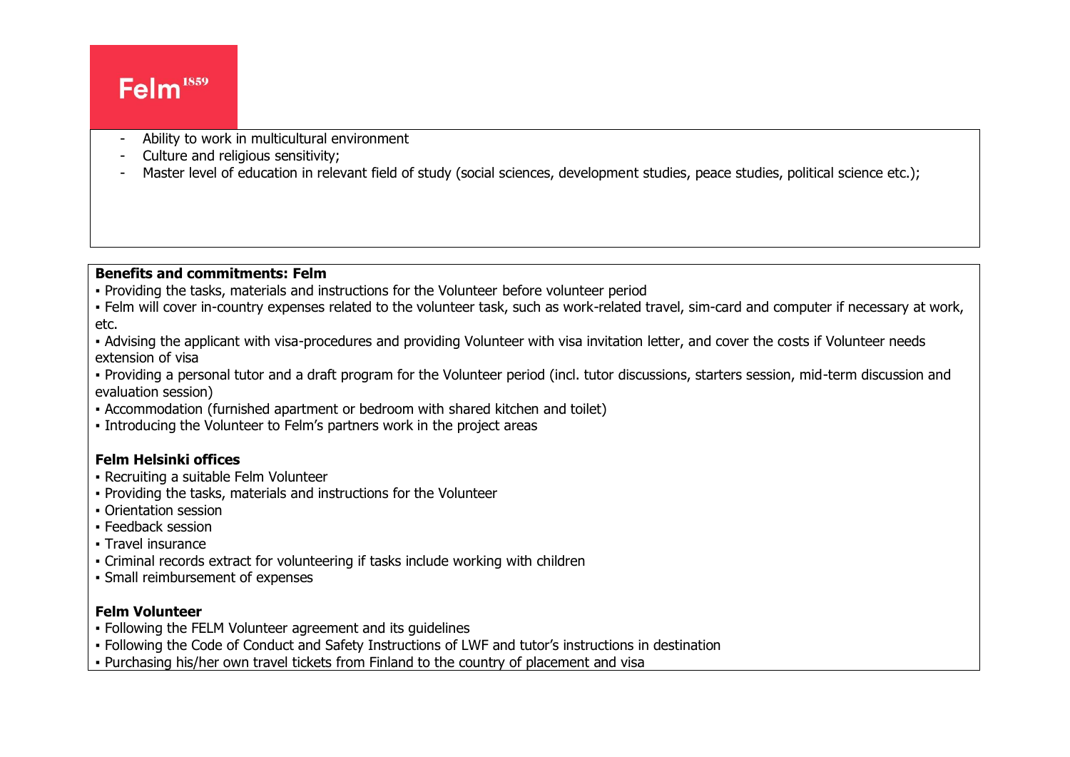- Ability to work in multicultural environment
- Culture and religious sensitivity;
- Master level of education in relevant field of study (social sciences, development studies, peace studies, political science etc.);

**Benefits and commitments: Felm**

- Providing the tasks, materials and instructions for the Volunteer before volunteer period
- Felm will cover in-country expenses related to the volunteer task, such as work-related travel, sim-card and computer if necessary at work, etc.
- Advising the applicant with visa-procedures and providing Volunteer with visa invitation letter, and cover the costs if Volunteer needs extension of visa
- Providing a personal tutor and a draft program for the Volunteer period (incl. tutor discussions, starters session, mid-term discussion and evaluation session)
- Accommodation (furnished apartment or bedroom with shared kitchen and toilet)
- Introducing the Volunteer to Felm's partners work in the project areas

**Felm Helsinki offices**

- Recruiting a suitable Felm Volunteer
- Providing the tasks, materials and instructions for the Volunteer
- Orientation session
- Feedback session
- Travel insurance
- Criminal records extract for volunteering if tasks include working with children
- Small reimbursement of expenses

**Felm Volunteer**

- Following the FELM Volunteer agreement and its guidelines
- Following the Code of Conduct and Safety Instructions of LWF and tutor's instructions in destination
- Purchasing his/her own travel tickets from Finland to the country of placement and visa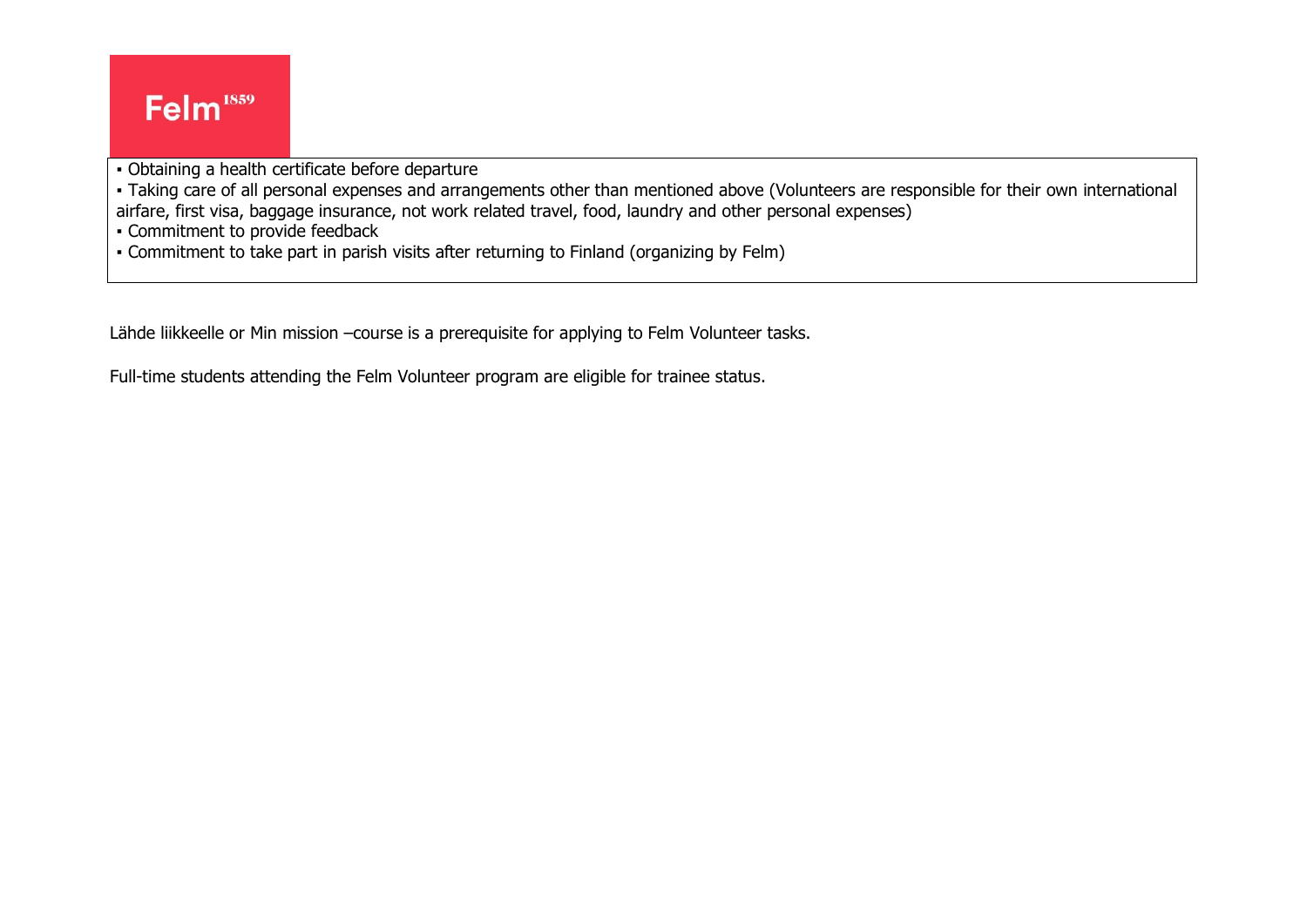- Obtaining a health certificate before departure
- Taking care of all personal expenses and arrangements other than mentioned above (Volunteers are responsible for their own international airfare, first visa, baggage insurance, not work related travel, food, laundry and other personal expenses)
- Commitment to provide feedback
- Commitment to take part in parish visits after returning to Finland (organizing by Felm)

Lähde liikkeelle or Min mission –course is a prerequisite for applying to Felm Volunteer tasks.

Full-time students attending the Felm Volunteer program are eligible for trainee status.